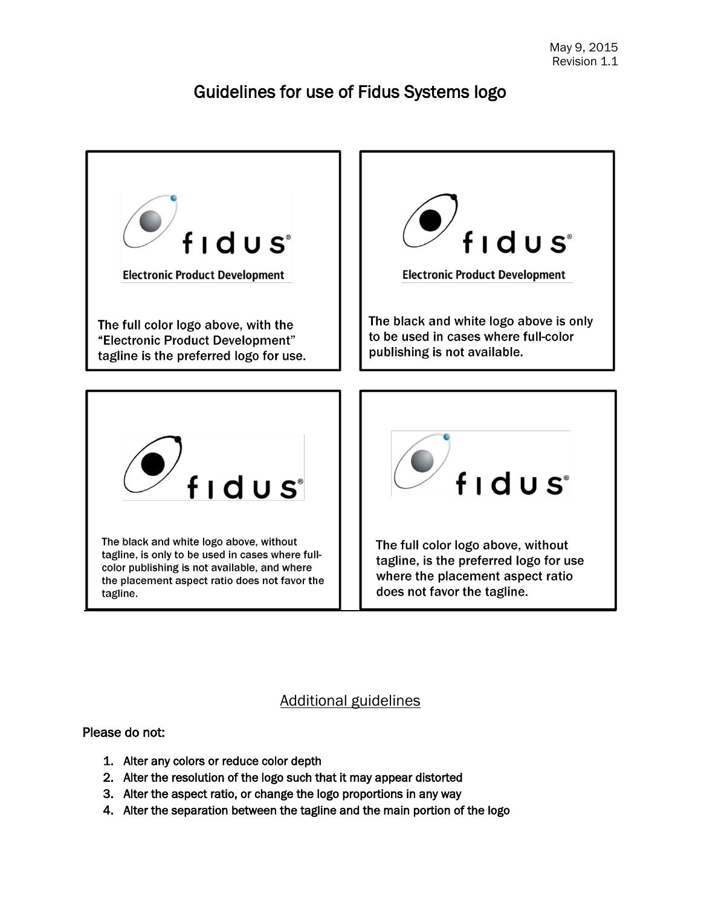May 9, 2015
Revision 1.1

# Guidelines for use of Fidus Systems logo

fidus®

Electronic Product Development

The full color logo above, with the "Electronic Product Development" tagline is the preferred logo for use.

fidus®

Electronic Product Development

The black and white logo above is only to be used in cases where full-color publishing is not available.

fidus®

The black and white logo above, without tagline, is only to be used in cases where full-color publishing is not available, and where the placement aspect ratio does not favor the tagline.

fidus®

The full color logo above, without tagline, is the preferred logo for use where the placement aspect ratio does not favor the tagline.

## Additional guidelines

**Please do not:**

1. Alter any colors or reduce color depth
2. Alter the resolution of the logo such that it may appear distorted
3. Alter the aspect ratio, or change the logo proportions in any way
4. Alter the separation between the tagline and the main portion of the logo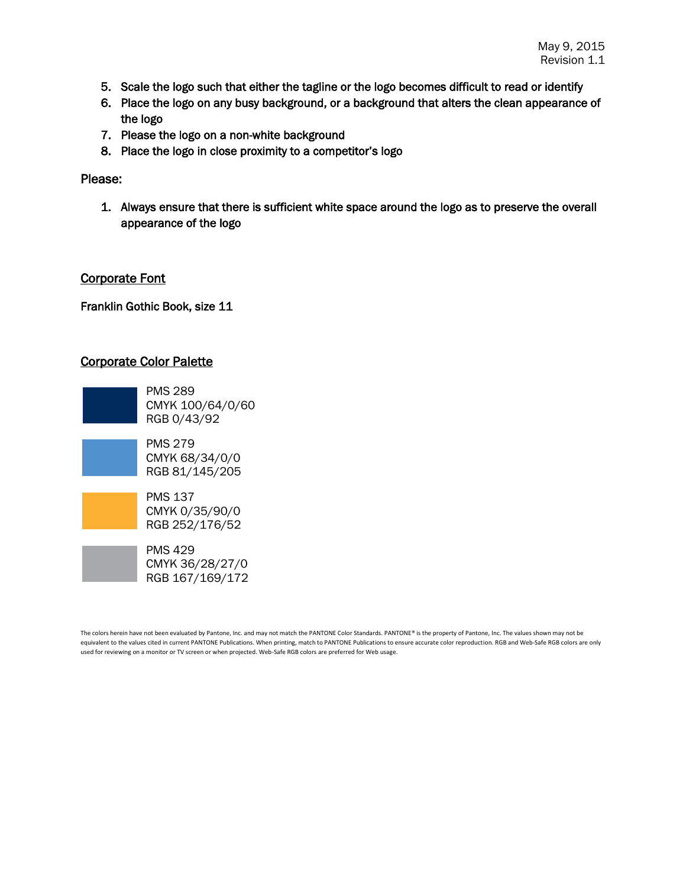May 9, 2015
Revision 1.1

5. Scale the logo such that either the tagline or the logo becomes difficult to read or identify
6. Place the logo on any busy background, or a background that alters the clean appearance of the logo
7. Please the logo on a non-white background
8. Place the logo in close proximity to a competitor's logo

Please:

1. Always ensure that there is sufficient white space around the logo as to preserve the overall appearance of the logo

## Corporate Font

**Franklin Gothic Book, size 11**

## Corporate Color Palette

PMS 289
CMYK 100/64/0/60
RGB 0/43/92

PMS 279
CMYK 68/34/0/0
RGB 81/145/205

PMS 137
CMYK 0/35/90/0
RGB 252/176/52

PMS 429
CMYK 36/28/27/0
RGB 167/169/172

The colors herein have not been evaluated by Pantone, Inc. and may not match the PANTONE Color Standards. PANTONE® is the property of Pantone, Inc. The values shown may not be equivalent to the values cited in current PANTONE Publications. When printing, match to PANTONE Publications to ensure accurate color reproduction. RGB and Web-Safe RGB colors are only used for reviewing on a monitor or TV screen or when projected. Web-Safe RGB colors are preferred for Web usage.